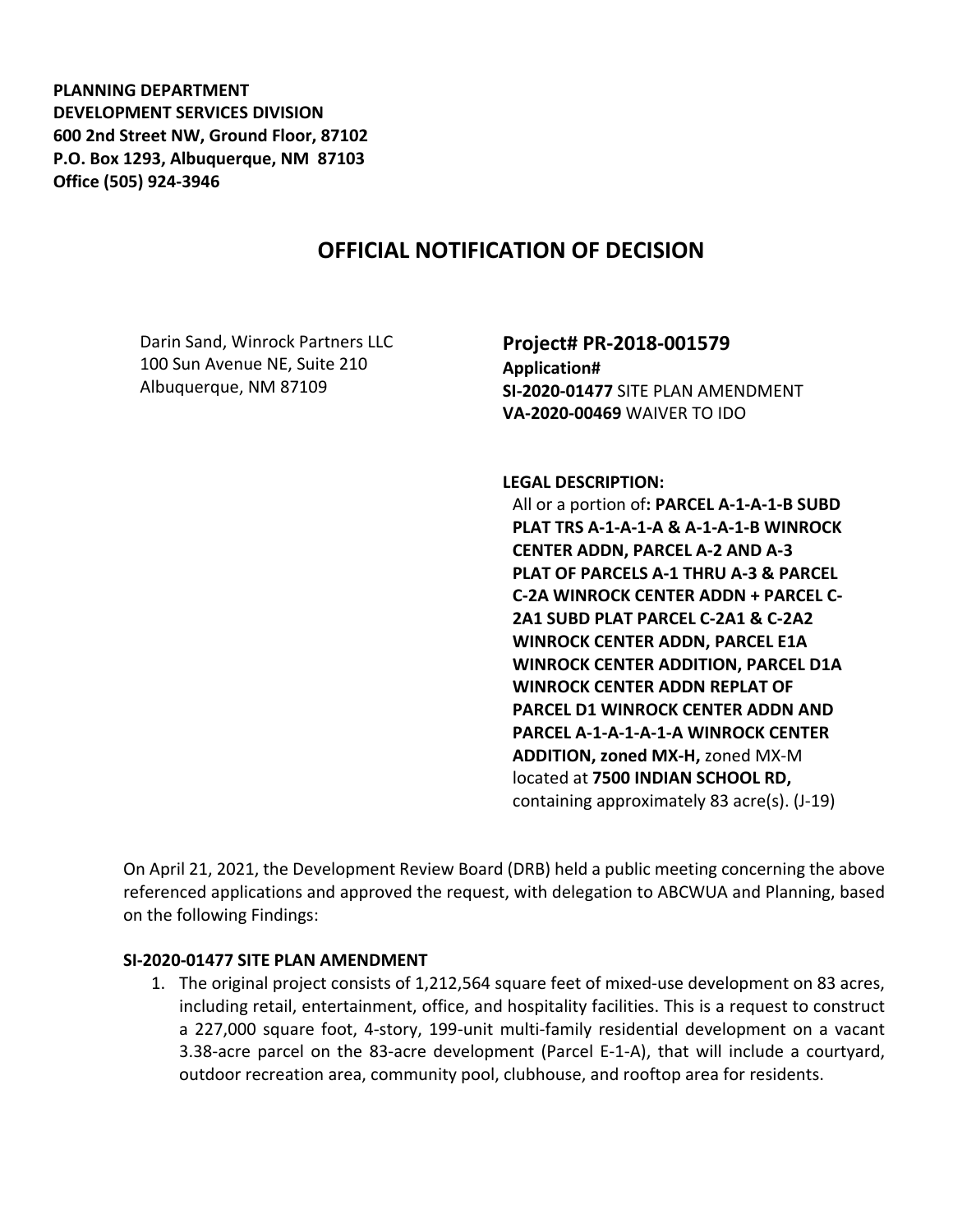**PLANNING DEPARTMENT**
**DEVELOPMENT SERVICES DIVISION**
**600 2nd Street NW, Ground Floor, 87102**
**P.O. Box 1293, Albuquerque, NM 87103**
**Office (505) 924-3946**

# OFFICIAL NOTIFICATION OF DECISION

Darin Sand, Winrock Partners LLC
100 Sun Avenue NE, Suite 210
Albuquerque, NM 87109

**Project# PR-2018-001579**
**Application#**
**SI-2020-01477** SITE PLAN AMENDMENT
**VA-2020-00469** WAIVER TO IDO

**LEGAL DESCRIPTION:**
All or a portion of**: PARCEL A-1-A-1-B SUBD PLAT TRS A-1-A-1-A & A-1-A-1-B WINROCK CENTER ADDN, PARCEL A-2 AND A-3 PLAT OF PARCELS A-1 THRU A-3 & PARCEL C-2A WINROCK CENTER ADDN + PARCEL C-2A1 SUBD PLAT PARCEL C-2A1 & C-2A2 WINROCK CENTER ADDN, PARCEL E1A WINROCK CENTER ADDITION, PARCEL D1A WINROCK CENTER ADDN REPLAT OF PARCEL D1 WINROCK CENTER ADDN AND PARCEL A-1-A-1-A-1-A WINROCK CENTER ADDITION, zoned MX-H,** zoned MX-M located at **7500 INDIAN SCHOOL RD,** containing approximately 83 acre(s). (J-19)

On April 21, 2021, the Development Review Board (DRB) held a public meeting concerning the above referenced applications and approved the request, with delegation to ABCWUA and Planning, based on the following Findings:

**SI-2020-01477 SITE PLAN AMENDMENT**

1. The original project consists of 1,212,564 square feet of mixed-use development on 83 acres, including retail, entertainment, office, and hospitality facilities. This is a request to construct a 227,000 square foot, 4-story, 199-unit multi-family residential development on a vacant 3.38-acre parcel on the 83-acre development (Parcel E-1-A), that will include a courtyard, outdoor recreation area, community pool, clubhouse, and rooftop area for residents.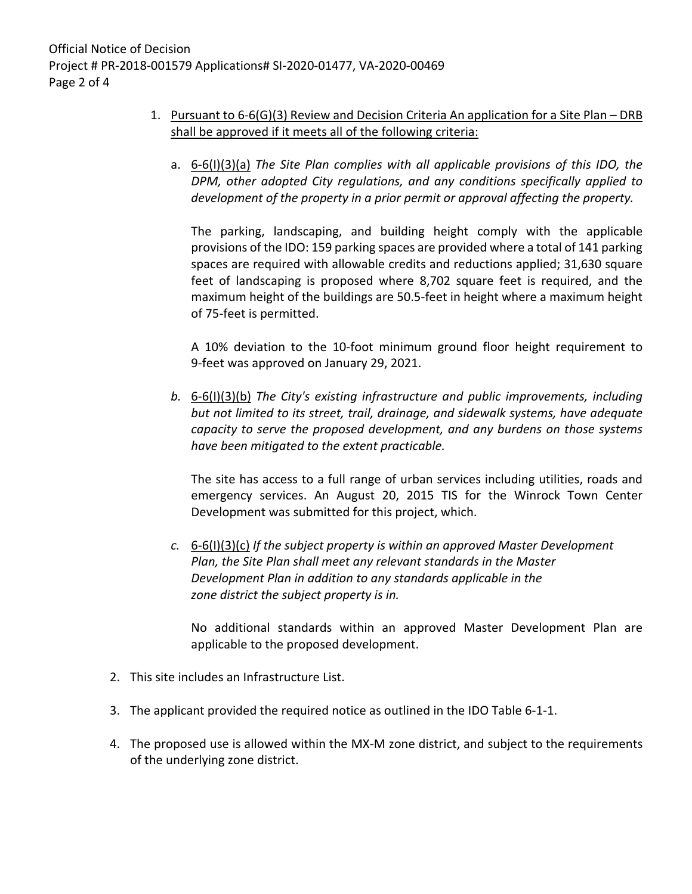1. Pursuant to 6-6(G)(3) Review and Decision Criteria An application for a Site Plan – DRB shall be approved if it meets all of the following criteria:

   a. 6-6(I)(3)(a) *The Site Plan complies with all applicable provisions of this IDO, the DPM, other adopted City regulations, and any conditions specifically applied to development of the property in a prior permit or approval affecting the property.*

      The parking, landscaping, and building height comply with the applicable provisions of the IDO: 159 parking spaces are provided where a total of 141 parking spaces are required with allowable credits and reductions applied; 31,630 square feet of landscaping is proposed where 8,702 square feet is required, and the maximum height of the buildings are 50.5-feet in height where a maximum height of 75-feet is permitted.

      A 10% deviation to the 10-foot minimum ground floor height requirement to 9-feet was approved on January 29, 2021.

   *b.* 6-6(I)(3)(b) *The City's existing infrastructure and public improvements, including but not limited to its street, trail, drainage, and sidewalk systems, have adequate capacity to serve the proposed development, and any burdens on those systems have been mitigated to the extent practicable.*

      The site has access to a full range of urban services including utilities, roads and emergency services. An August 20, 2015 TIS for the Winrock Town Center Development was submitted for this project, which.

   *c.* 6-6(I)(3)(c) *If the subject property is within an approved Master Development Plan, the Site Plan shall meet any relevant standards in the Master Development Plan in addition to any standards applicable in the zone district the subject property is in.*

      No additional standards within an approved Master Development Plan are applicable to the proposed development.

2. This site includes an Infrastructure List.

3. The applicant provided the required notice as outlined in the IDO Table 6-1-1.

4. The proposed use is allowed within the MX-M zone district, and subject to the requirements of the underlying zone district.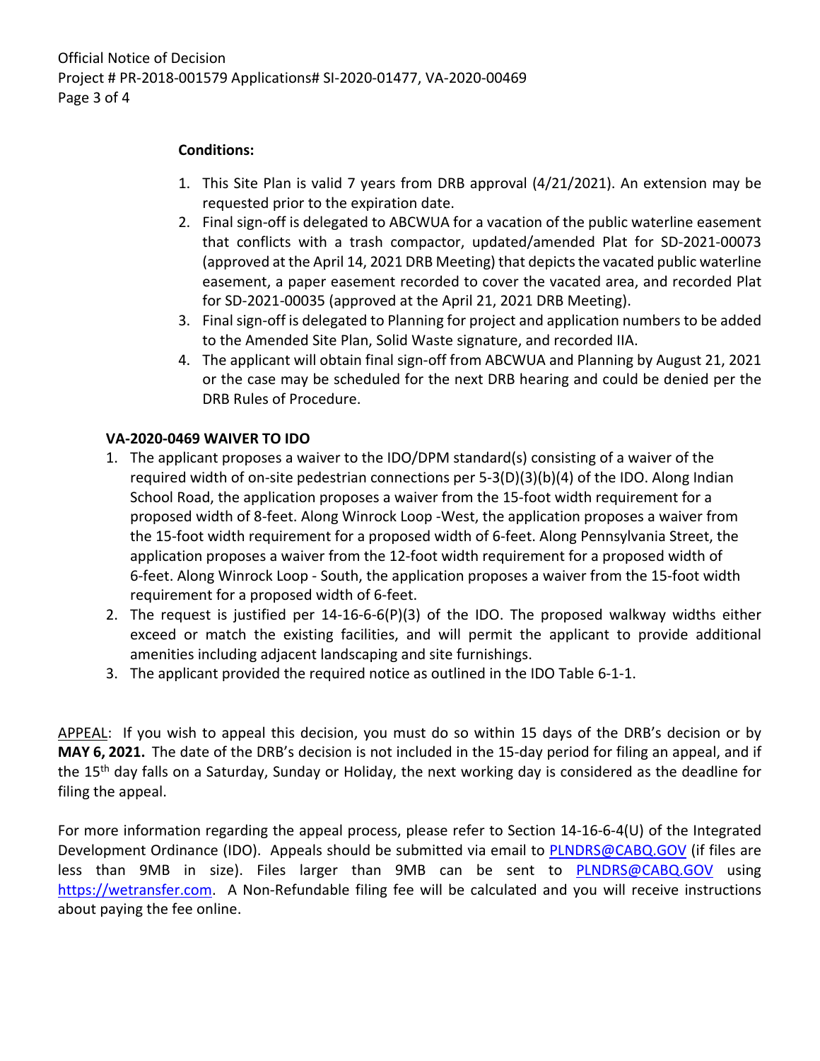**Conditions:**

1. This Site Plan is valid 7 years from DRB approval (4/21/2021). An extension may be requested prior to the expiration date.
2. Final sign-off is delegated to ABCWUA for a vacation of the public waterline easement that conflicts with a trash compactor, updated/amended Plat for SD-2021-00073 (approved at the April 14, 2021 DRB Meeting) that depicts the vacated public waterline easement, a paper easement recorded to cover the vacated area, and recorded Plat for SD-2021-00035 (approved at the April 21, 2021 DRB Meeting).
3. Final sign-off is delegated to Planning for project and application numbers to be added to the Amended Site Plan, Solid Waste signature, and recorded IIA.
4. The applicant will obtain final sign-off from ABCWUA and Planning by August 21, 2021 or the case may be scheduled for the next DRB hearing and could be denied per the DRB Rules of Procedure.

**VA-2020-0469 WAIVER TO IDO**

1. The applicant proposes a waiver to the IDO/DPM standard(s) consisting of a waiver of the required width of on-site pedestrian connections per 5-3(D)(3)(b)(4) of the IDO. Along Indian School Road, the application proposes a waiver from the 15-foot width requirement for a proposed width of 8-feet. Along Winrock Loop -West, the application proposes a waiver from the 15-foot width requirement for a proposed width of 6-feet. Along Pennsylvania Street, the application proposes a waiver from the 12-foot width requirement for a proposed width of 6-feet. Along Winrock Loop - South, the application proposes a waiver from the 15-foot width requirement for a proposed width of 6-feet.
2. The request is justified per 14-16-6-6(P)(3) of the IDO. The proposed walkway widths either exceed or match the existing facilities, and will permit the applicant to provide additional amenities including adjacent landscaping and site furnishings.
3. The applicant provided the required notice as outlined in the IDO Table 6-1-1.

APPEAL: If you wish to appeal this decision, you must do so within 15 days of the DRB's decision or by **MAY 6, 2021.** The date of the DRB's decision is not included in the 15-day period for filing an appeal, and if the 15th day falls on a Saturday, Sunday or Holiday, the next working day is considered as the deadline for filing the appeal.

For more information regarding the appeal process, please refer to Section 14-16-6-4(U) of the Integrated Development Ordinance (IDO). Appeals should be submitted via email to PLNDRS@CABQ.GOV (if files are less than 9MB in size). Files larger than 9MB can be sent to PLNDRS@CABQ.GOV using https://wetransfer.com. A Non-Refundable filing fee will be calculated and you will receive instructions about paying the fee online.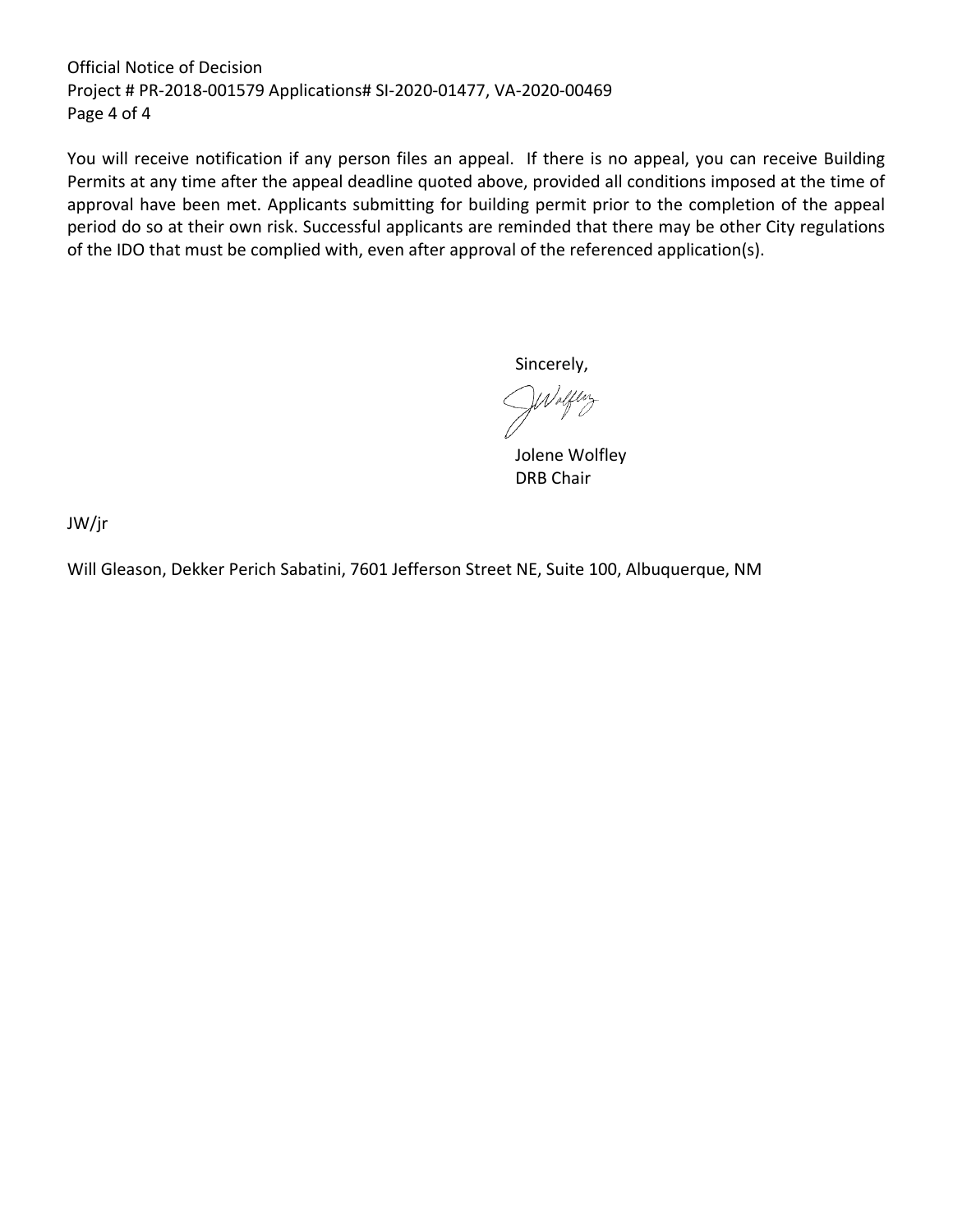You will receive notification if any person files an appeal. If there is no appeal, you can receive Building Permits at any time after the appeal deadline quoted above, provided all conditions imposed at the time of approval have been met. Applicants submitting for building permit prior to the completion of the appeal period do so at their own risk. Successful applicants are reminded that there may be other City regulations of the IDO that must be complied with, even after approval of the referenced application(s).

Sincerely,

Jolene Wolfley
DRB Chair

JW/jr

Will Gleason, Dekker Perich Sabatini, 7601 Jefferson Street NE, Suite 100, Albuquerque, NM